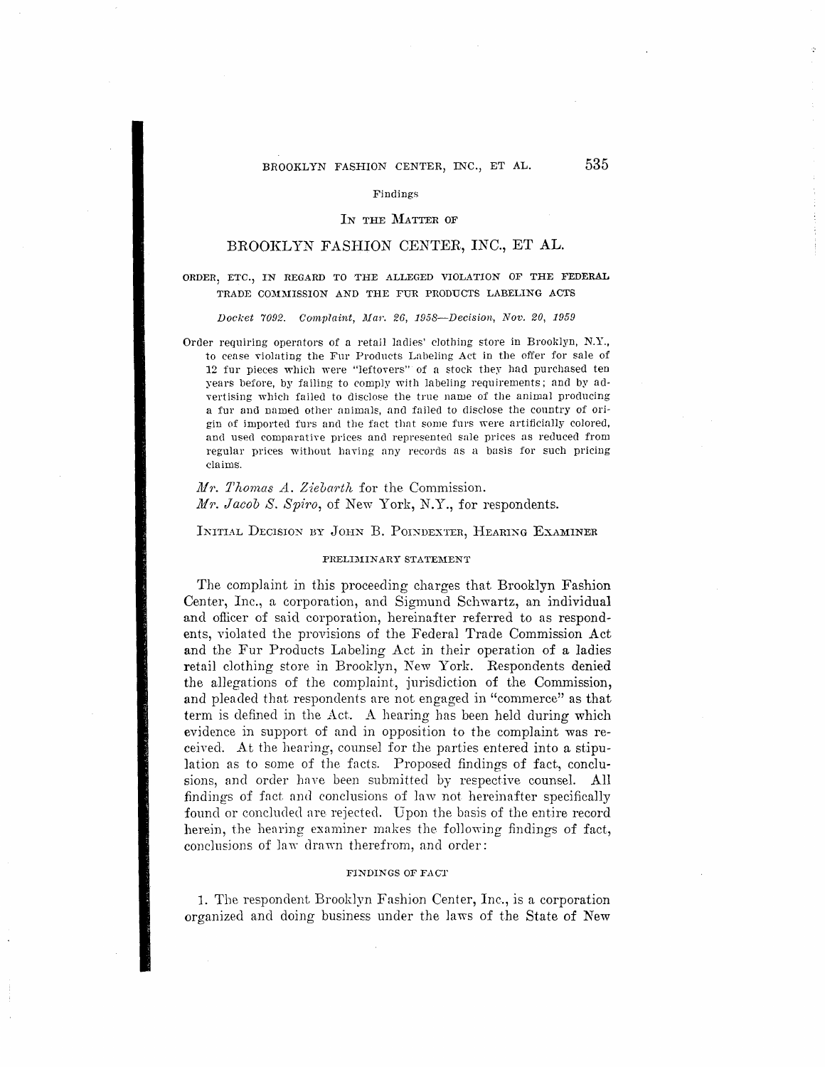Findings

# IN THE MATTER OF

## BROOKLYN FASHION CENTER, INC., ET AL.

ORDER, ETC., IN REGARD TO THE ALLEGED VIOLATION OF THE FEDERAL TRADE COMMISSION AND THE FUR PRODUCTS LABELING ACTS

*Docket 7092. Complaint, Mar. 26, 1958—Decision, Nov. 20, 1959*

Order requiring operators of a retail ladies' clothing store in Brooklyn, N.Y., to cease violating the Fur Products Labeling Act in the offer for sale of 12 fur pieces which were "leftovers" of a stock they had purchased ten years before, by failing to comply with labeling requirements; and by advertising which failed to disclose the true name of the animal producing a fur and named other animals, and failed to disclose the country of origin of imported furs and the fact that some furs were artificially colored, and used comparative prices and represented sale prices as reduced from regular prices without having any records as a basis for such pricing claims.

*Mr. Thomas A. Ziebarth* for the Commission.
*Mr. Jacob S. Spiro*, of New York, N.Y., for respondents.

INITIAL DECISION BY JOHN B. POINDEXTER, HEARING EXAMINER

### PRELIMINARY STATEMENT

The complaint in this proceeding charges that Brooklyn Fashion Center, Inc., a corporation, and Sigmund Schwartz, an individual and officer of said corporation, hereinafter referred to as respondents, violated the provisions of the Federal Trade Commission Act and the Fur Products Labeling Act in their operation of a ladies retail clothing store in Brooklyn, New York. Respondents denied the allegations of the complaint, jurisdiction of the Commission, and pleaded that respondents are not engaged in "commerce" as that term is defined in the Act. A hearing has been held during which evidence in support of and in opposition to the complaint was received. At the hearing, counsel for the parties entered into a stipulation as to some of the facts. Proposed findings of fact, conclusions, and order have been submitted by respective counsel. All findings of fact and conclusions of law not hereinafter specifically found or concluded are rejected. Upon the basis of the entire record herein, the hearing examiner makes the following findings of fact, conclusions of law drawn therefrom, and order:

### FINDINGS OF FACT

1. The respondent Brooklyn Fashion Center, Inc., is a corporation organized and doing business under the laws of the State of New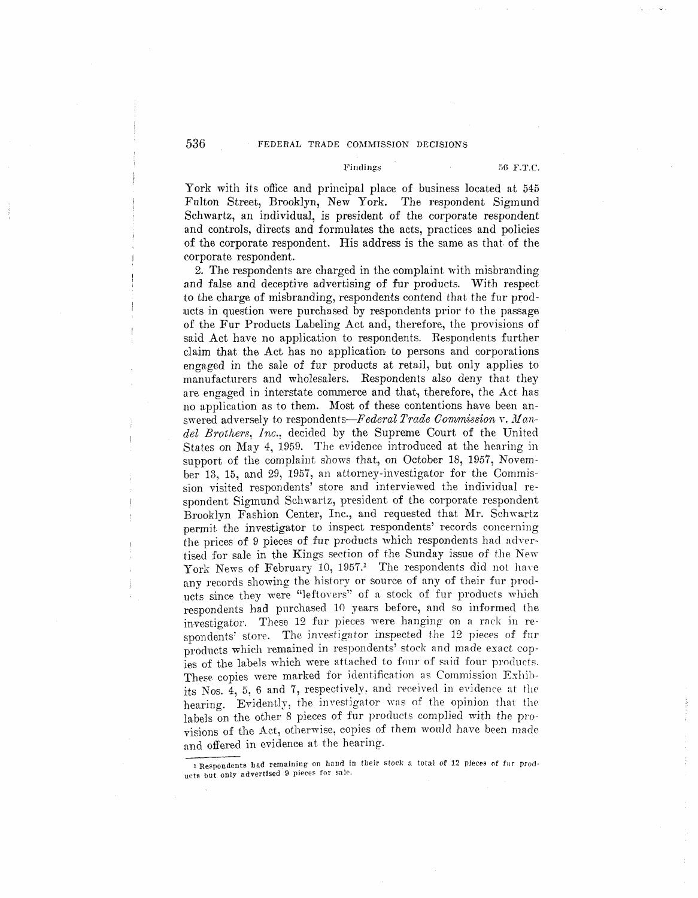York with its office and principal place of business located at 545 Fulton Street, Brooklyn, New York. The respondent Sigmund Schwartz, an individual, is president of the corporate respondent and controls, directs and formulates the acts, practices and policies of the corporate respondent. His address is the same as that of the corporate respondent.

2. The respondents are charged in the complaint with misbranding and false and deceptive advertising of fur products. With respect to the charge of misbranding, respondents contend that the fur products in question were purchased by respondents prior to the passage of the Fur Products Labeling Act and, therefore, the provisions of said Act have no application to respondents. Respondents further claim that the Act has no application to persons and corporations engaged in the sale of fur products at retail, but only applies to manufacturers and wholesalers. Respondents also deny that they are engaged in interstate commerce and that, therefore, the Act has no application as to them. Most of these contentions have been answered adversely to respondents—*Federal Trade Commission* v. *Mandel Brothers, Inc.*, decided by the Supreme Court of the United States on May 4, 1959. The evidence introduced at the hearing in support of the complaint shows that, on October 18, 1957, November 13, 15, and 29, 1957, an attorney-investigator for the Commission visited respondents' store and interviewed the individual respondent Sigmund Schwartz, president of the corporate respondent Brooklyn Fashion Center, Inc., and requested that Mr. Schwartz permit the investigator to inspect respondents' records concerning the prices of 9 pieces of fur products which respondents had advertised for sale in the Kings section of the Sunday issue of the New York News of February 10, 1957.[1] The respondents did not have any records showing the history or source of any of their fur products since they were "leftovers" of a stock of fur products which respondents had purchased 10 years before, and so informed the investigator. These 12 fur pieces were hanging on a rack in respondents' store. The investigator inspected the 12 pieces of fur products which remained in respondents' stock and made exact copies of the labels which were attached to four of said four products. These copies were marked for identification as Commission Exhibits Nos. 4, 5, 6 and 7, respectively, and received in evidence at the hearing. Evidently, the investigator was of the opinion that the labels on the other 8 pieces of fur products complied with the provisions of the Act, otherwise, copies of them would have been made and offered in evidence at the hearing.

[1] Respondents had remaining on hand in their stock a total of 12 pieces of fur products but only advertised 9 pieces for sale.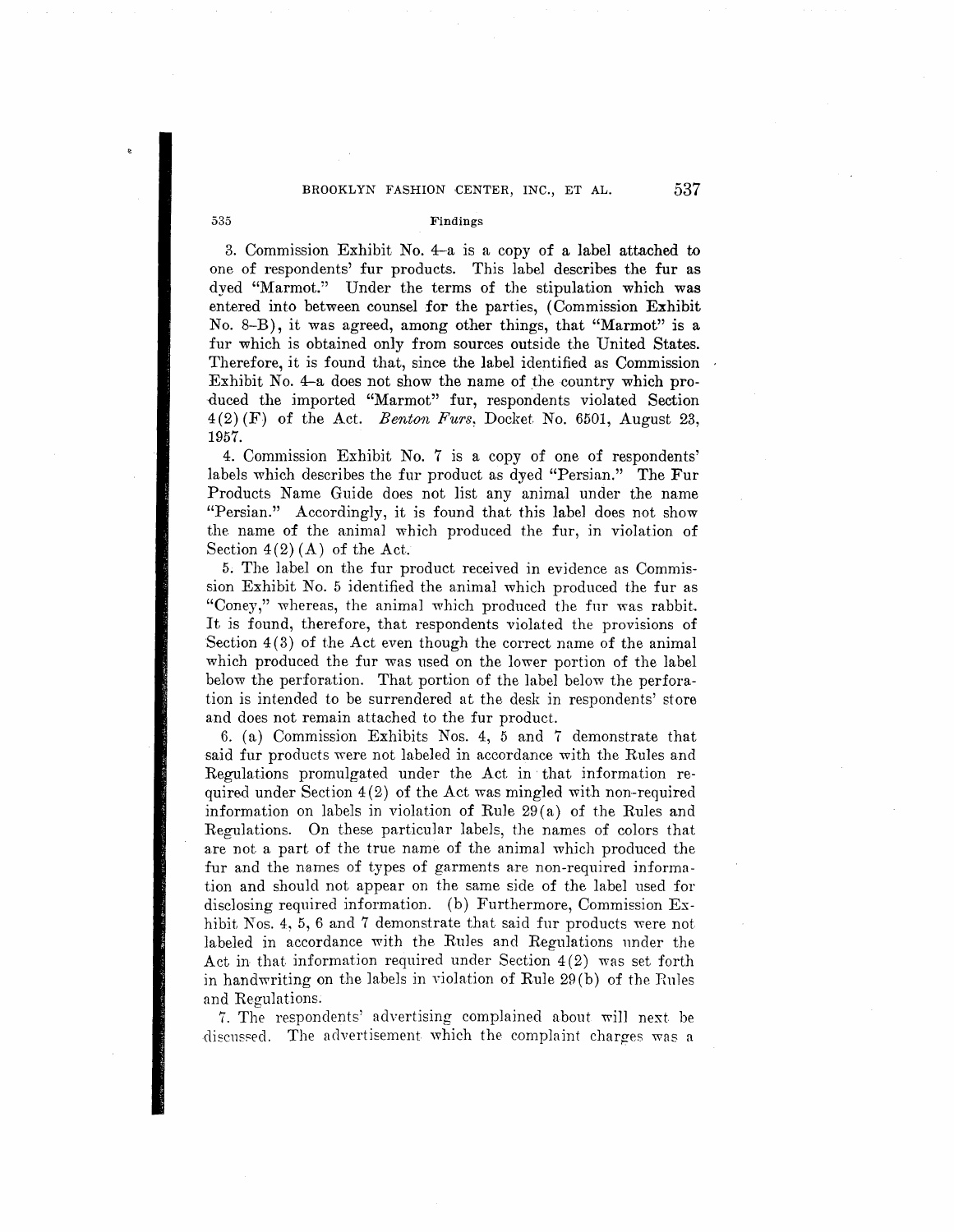3. Commission Exhibit No. 4–a is a copy of a label attached to one of respondents' fur products. This label describes the fur as dyed "Marmot." Under the terms of the stipulation which was entered into between counsel for the parties, (Commission Exhibit No. 8–B), it was agreed, among other things, that "Marmot" is a fur which is obtained only from sources outside the United States. Therefore, it is found that, since the label identified as Commission Exhibit No. 4–a does not show the name of the country which produced the imported "Marmot" fur, respondents violated Section 4(2)(F) of the Act. *Benton Furs*, Docket No. 6501, August 23, 1957.

4. Commission Exhibit No. 7 is a copy of one of respondents' labels which describes the fur product as dyed "Persian." The Fur Products Name Guide does not list any animal under the name "Persian." Accordingly, it is found that this label does not show the name of the animal which produced the fur, in violation of Section 4(2)(A) of the Act.

5. The label on the fur product received in evidence as Commission Exhibit No. 5 identified the animal which produced the fur as "Coney," whereas, the animal which produced the fur was rabbit. It is found, therefore, that respondents violated the provisions of Section 4(3) of the Act even though the correct name of the animal which produced the fur was used on the lower portion of the label below the perforation. That portion of the label below the perforation is intended to be surrendered at the desk in respondents' store and does not remain attached to the fur product.

6. (a) Commission Exhibits Nos. 4, 5 and 7 demonstrate that said fur products were not labeled in accordance with the Rules and Regulations promulgated under the Act in that information required under Section 4(2) of the Act was mingled with non-required information on labels in violation of Rule 29(a) of the Rules and Regulations. On these particular labels, the names of colors that are not a part of the true name of the animal which produced the fur and the names of types of garments are non-required information and should not appear on the same side of the label used for disclosing required information. (b) Furthermore, Commission Exhibit Nos. 4, 5, 6 and 7 demonstrate that said fur products were not labeled in accordance with the Rules and Regulations under the Act in that information required under Section 4(2) was set forth in handwriting on the labels in violation of Rule 29(b) of the Rules and Regulations.

7. The respondents' advertising complained about will next be discussed. The advertisement which the complaint charges was a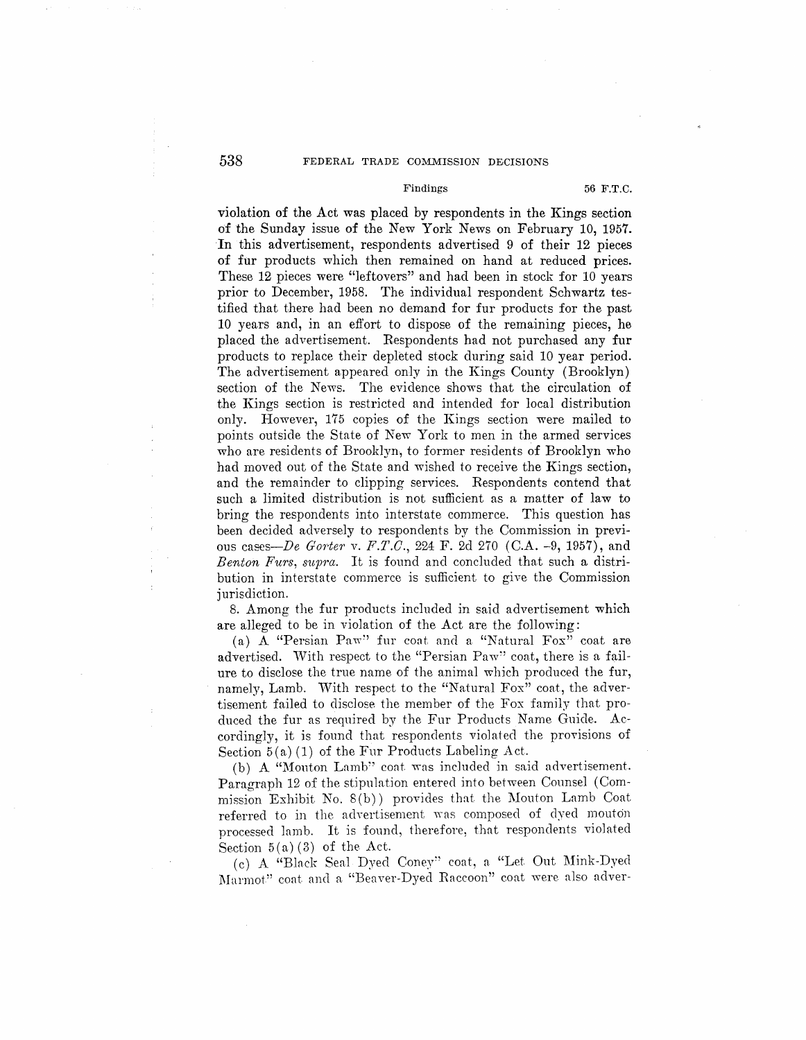violation of the Act was placed by respondents in the Kings section of the Sunday issue of the New York News on February 10, 1957. In this advertisement, respondents advertised 9 of their 12 pieces of fur products which then remained on hand at reduced prices. These 12 pieces were "leftovers" and had been in stock for 10 years prior to December, 1958. The individual respondent Schwartz testified that there had been no demand for fur products for the past 10 years and, in an effort to dispose of the remaining pieces, he placed the advertisement. Respondents had not purchased any fur products to replace their depleted stock during said 10 year period. The advertisement appeared only in the Kings County (Brooklyn) section of the News. The evidence shows that the circulation of the Kings section is restricted and intended for local distribution only. However, 175 copies of the Kings section were mailed to points outside the State of New York to men in the armed services who are residents of Brooklyn, to former residents of Brooklyn who had moved out of the State and wished to receive the Kings section, and the remainder to clipping services. Respondents contend that such a limited distribution is not sufficient as a matter of law to bring the respondents into interstate commerce. This question has been decided adversely to respondents by the Commission in previous cases—*De Gorter* v. *F.T.C.*, 224 F. 2d 270 (C.A. -9, 1957), and *Benton Furs*, *supra*. It is found and concluded that such a distribution in interstate commerce is sufficient to give the Commission jurisdiction.

8. Among the fur products included in said advertisement which are alleged to be in violation of the Act are the following:

(a) A "Persian Paw" fur coat and a "Natural Fox" coat are advertised. With respect to the "Persian Paw" coat, there is a failure to disclose the true name of the animal which produced the fur, namely, Lamb. With respect to the "Natural Fox" coat, the advertisement failed to disclose the member of the Fox family that produced the fur as required by the Fur Products Name Guide. Accordingly, it is found that respondents violated the provisions of Section 5(a)(1) of the Fur Products Labeling Act.

(b) A "Mouton Lamb" coat was included in said advertisement. Paragraph 12 of the stipulation entered into between Counsel (Commission Exhibit No. 8(b)) provides that the Mouton Lamb Coat referred to in the advertisement was composed of dyed mouton processed lamb. It is found, therefore, that respondents violated Section 5(a)(3) of the Act.

(c) A "Black Seal Dyed Coney" coat, a "Let Out Mink-Dyed Marmot" coat and a "Beaver-Dyed Raccoon" coat were also adver-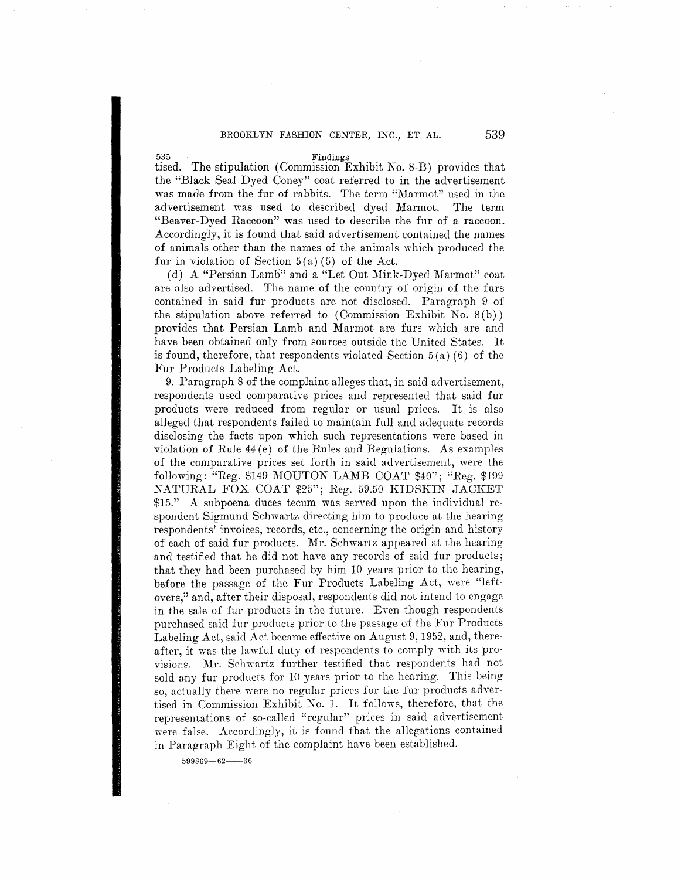tised. The stipulation (Commission Exhibit No. 8-B) provides that the "Black Seal Dyed Coney" coat referred to in the advertisement was made from the fur of rabbits. The term "Marmot" used in the advertisement was used to described dyed Marmot. The term "Beaver-Dyed Raccoon" was used to describe the fur of a raccoon. Accordingly, it is found that said advertisement contained the names of animals other than the names of the animals which produced the fur in violation of Section 5(a)(5) of the Act.

(d) A "Persian Lamb" and a "Let Out Mink-Dyed Marmot" coat are also advertised. The name of the country of origin of the furs contained in said fur products are not disclosed. Paragraph 9 of the stipulation above referred to (Commission Exhibit No. 8(b)) provides that Persian Lamb and Marmot are furs which are and have been obtained only from sources outside the United States. It is found, therefore, that respondents violated Section 5(a)(6) of the Fur Products Labeling Act.

9. Paragraph 8 of the complaint alleges that, in said advertisement, respondents used comparative prices and represented that said fur products were reduced from regular or usual prices. It is also alleged that respondents failed to maintain full and adequate records disclosing the facts upon which such representations were based in violation of Rule 44(e) of the Rules and Regulations. As examples of the comparative prices set forth in said advertisement, were the following: "Reg. $149 MOUTON LAMB COAT $40"; "Reg. $199 NATURAL FOX COAT $25"; Reg. 59.50 KIDSKIN JACKET $15." A subpoena duces tecum was served upon the individual respondent Sigmund Schwartz directing him to produce at the hearing respondents' invoices, records, etc., concerning the origin and history of each of said fur products. Mr. Schwartz appeared at the hearing and testified that he did not have any records of said fur products; that they had been purchased by him 10 years prior to the hearing, before the passage of the Fur Products Labeling Act, were "left-overs," and, after their disposal, respondents did not intend to engage in the sale of fur products in the future. Even though respondents purchased said fur products prior to the passage of the Fur Products Labeling Act, said Act became effective on August 9, 1952, and, thereafter, it was the lawful duty of respondents to comply with its provisions. Mr. Schwartz further testified that respondents had not sold any fur products for 10 years prior to the hearing. This being so, actually there were no regular prices for the fur products advertised in Commission Exhibit No. 1. It follows, therefore, that the representations of so-called "regular" prices in said advertisement were false. Accordingly, it is found that the allegations contained in Paragraph Eight of the complaint have been established.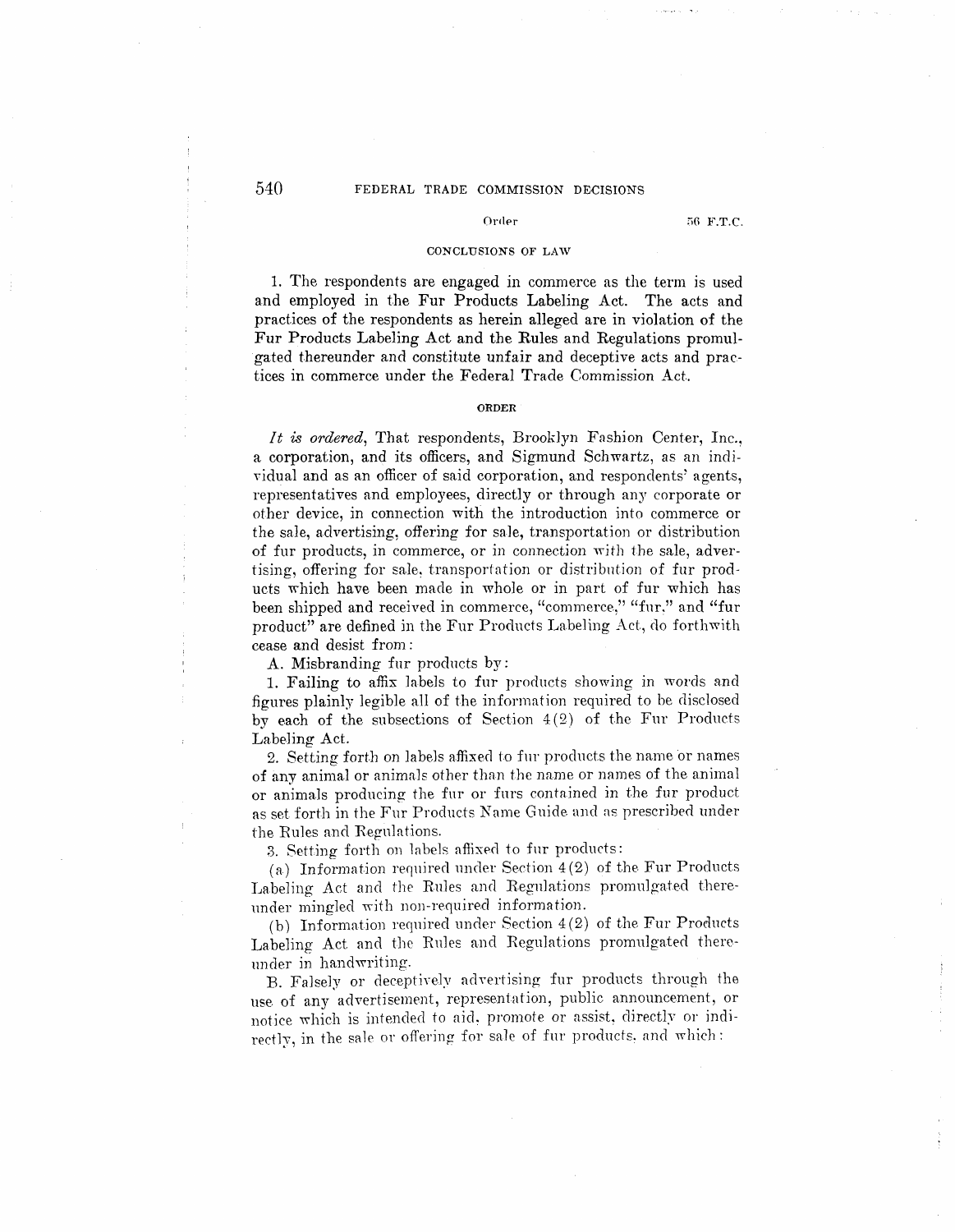### CONCLUSIONS OF LAW

1. The respondents are engaged in commerce as the term is used and employed in the Fur Products Labeling Act. The acts and practices of the respondents as herein alleged are in violation of the Fur Products Labeling Act and the Rules and Regulations promulgated thereunder and constitute unfair and deceptive acts and practices in commerce under the Federal Trade Commission Act.

### ORDER

*It is ordered*, That respondents, Brooklyn Fashion Center, Inc., a corporation, and its officers, and Sigmund Schwartz, as an individual and as an officer of said corporation, and respondents' agents, representatives and employees, directly or through any corporate or other device, in connection with the introduction into commerce or the sale, advertising, offering for sale, transportation or distribution of fur products, in commerce, or in connection with the sale, advertising, offering for sale, transportation or distribution of fur products which have been made in whole or in part of fur which has been shipped and received in commerce, "commerce," "fur," and "fur product" are defined in the Fur Products Labeling Act, do forthwith cease and desist from:

A. Misbranding fur products by:

1. Failing to affix labels to fur products showing in words and figures plainly legible all of the information required to be disclosed by each of the subsections of Section 4(2) of the Fur Products Labeling Act.

2. Setting forth on labels affixed to fur products the name or names of any animal or animals other than the name or names of the animal or animals producing the fur or furs contained in the fur product as set forth in the Fur Products Name Guide and as prescribed under the Rules and Regulations.

3. Setting forth on labels affixed to fur products:

(a) Information required under Section 4(2) of the Fur Products Labeling Act and the Rules and Regulations promulgated thereunder mingled with non-required information.

(b) Information required under Section 4(2) of the Fur Products Labeling Act and the Rules and Regulations promulgated thereunder in handwriting.

B. Falsely or deceptively advertising fur products through the use of any advertisement, representation, public announcement, or notice which is intended to aid, promote or assist, directly or indirectly, in the sale or offering for sale of fur products, and which: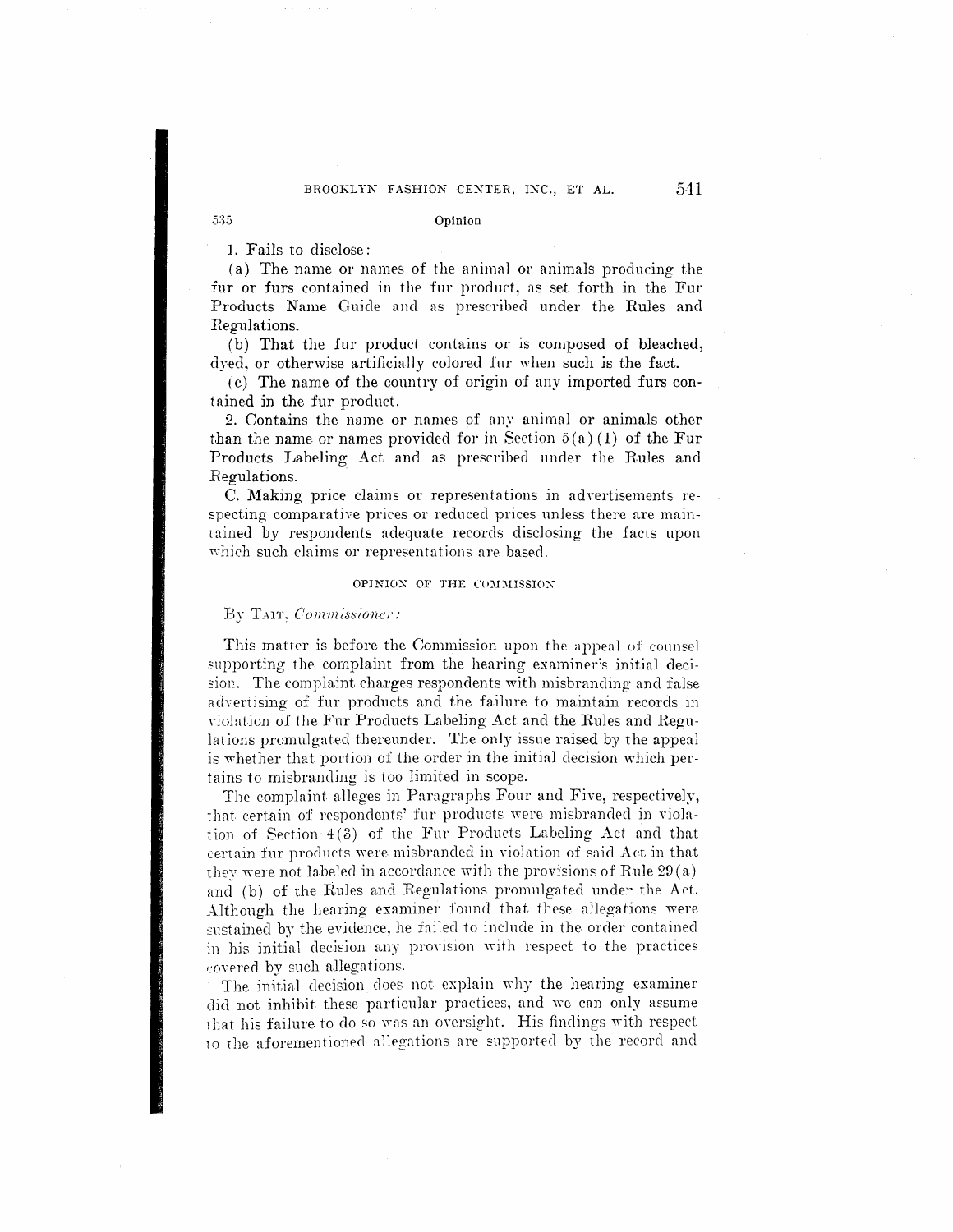1. Fails to disclose:

(a) The name or names of the animal or animals producing the fur or furs contained in the fur product, as set forth in the Fur Products Name Guide and as prescribed under the Rules and Regulations.

(b) That the fur product contains or is composed of bleached, dyed, or otherwise artificially colored fur when such is the fact.

(c) The name of the country of origin of any imported furs contained in the fur product.

2. Contains the name or names of any animal or animals other than the name or names provided for in Section 5(a)(1) of the Fur Products Labeling Act and as prescribed under the Rules and Regulations.

C. Making price claims or representations in advertisements respecting comparative prices or reduced prices unless there are maintained by respondents adequate records disclosing the facts upon which such claims or representations are based.

## OPINION OF THE COMMISSION

By TAIT, *Commissioner:*

This matter is before the Commission upon the appeal of counsel supporting the complaint from the hearing examiner's initial decision. The complaint charges respondents with misbranding and false advertising of fur products and the failure to maintain records in violation of the Fur Products Labeling Act and the Rules and Regulations promulgated thereunder. The only issue raised by the appeal is whether that portion of the order in the initial decision which pertains to misbranding is too limited in scope.

The complaint alleges in Paragraphs Four and Five, respectively, that certain of respondents' fur products were misbranded in violation of Section 4(3) of the Fur Products Labeling Act and that certain fur products were misbranded in violation of said Act in that they were not labeled in accordance with the provisions of Rule 29(a) and (b) of the Rules and Regulations promulgated under the Act. Although the hearing examiner found that these allegations were sustained by the evidence, he failed to include in the order contained in his initial decision any provision with respect to the practices covered by such allegations.

The initial decision does not explain why the hearing examiner did not inhibit these particular practices, and we can only assume that his failure to do so was an oversight. His findings with respect to the aforementioned allegations are supported by the record and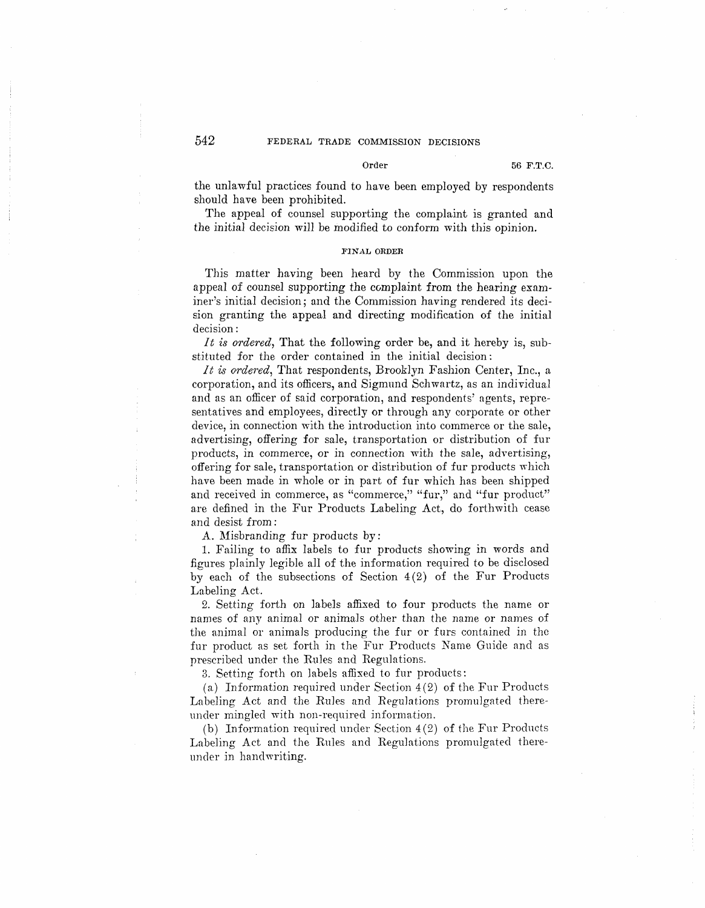the unlawful practices found to have been employed by respondents should have been prohibited.

The appeal of counsel supporting the complaint is granted and the initial decision will be modified to conform with this opinion.

## FINAL ORDER

This matter having been heard by the Commission upon the appeal of counsel supporting the complaint from the hearing examiner's initial decision; and the Commission having rendered its decision granting the appeal and directing modification of the initial decision:

*It is ordered*, That the following order be, and it hereby is, substituted for the order contained in the initial decision:

*It is ordered*, That respondents, Brooklyn Fashion Center, Inc., a corporation, and its officers, and Sigmund Schwartz, as an individual and as an officer of said corporation, and respondents' agents, representatives and employees, directly or through any corporate or other device, in connection with the introduction into commerce or the sale, advertising, offering for sale, transportation or distribution of fur products, in commerce, or in connection with the sale, advertising, offering for sale, transportation or distribution of fur products which have been made in whole or in part of fur which has been shipped and received in commerce, as "commerce," "fur," and "fur product" are defined in the Fur Products Labeling Act, do forthwith cease and desist from:

A. Misbranding fur products by:

1. Failing to affix labels to fur products showing in words and figures plainly legible all of the information required to be disclosed by each of the subsections of Section 4(2) of the Fur Products Labeling Act.

2. Setting forth on labels affixed to four products the name or names of any animal or animals other than the name or names of the animal or animals producing the fur or furs contained in the fur product as set forth in the Fur Products Name Guide and as prescribed under the Rules and Regulations.

3. Setting forth on labels affixed to fur products:

(a) Information required under Section 4(2) of the Fur Products Labeling Act and the Rules and Regulations promulgated thereunder mingled with non-required information.

(b) Information required under Section 4(2) of the Fur Products Labeling Act and the Rules and Regulations promulgated thereunder in handwriting.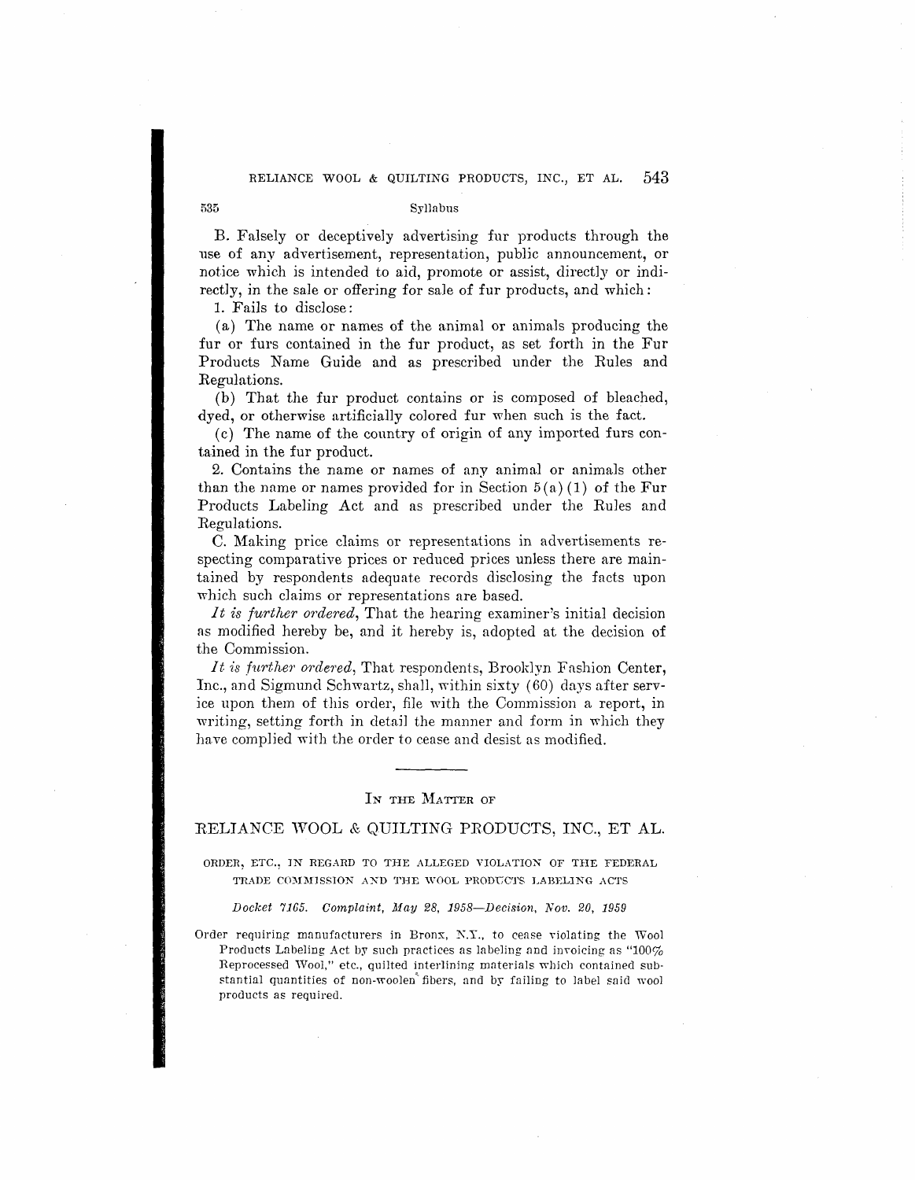B. Falsely or deceptively advertising fur products through the use of any advertisement, representation, public announcement, or notice which is intended to aid, promote or assist, directly or indirectly, in the sale or offering for sale of fur products, and which:

1. Fails to disclose:

(a) The name or names of the animal or animals producing the fur or furs contained in the fur product, as set forth in the Fur Products Name Guide and as prescribed under the Rules and Regulations.

(b) That the fur product contains or is composed of bleached, dyed, or otherwise artificially colored fur when such is the fact.

(c) The name of the country of origin of any imported furs contained in the fur product.

2. Contains the name or names of any animal or animals other than the name or names provided for in Section 5(a)(1) of the Fur Products Labeling Act and as prescribed under the Rules and Regulations.

C. Making price claims or representations in advertisements respecting comparative prices or reduced prices unless there are maintained by respondents adequate records disclosing the facts upon which such claims or representations are based.

*It is further ordered*, That the hearing examiner's initial decision as modified hereby be, and it hereby is, adopted at the decision of the Commission.

*It is further ordered*, That respondents, Brooklyn Fashion Center, Inc., and Sigmund Schwartz, shall, within sixty (60) days after service upon them of this order, file with the Commission a report, in writing, setting forth in detail the manner and form in which they have complied with the order to cease and desist as modified.

---

IN THE MATTER OF

## RELIANCE WOOL & QUILTING PRODUCTS, INC., ET AL.

ORDER, ETC., IN REGARD TO THE ALLEGED VIOLATION OF THE FEDERAL TRADE COMMISSION AND THE WOOL PRODUCTS LABELING ACTS

*Docket 7165. Complaint, May 28, 1958—Decision, Nov. 20, 1959*

Order requiring manufacturers in Bronx, N.Y., to cease violating the Wool Products Labeling Act by such practices as labeling and invoicing as "100% Reprocessed Wool," etc., quilted interlining materials which contained substantial quantities of non-woolen fibers, and by failing to label said wool products as required.